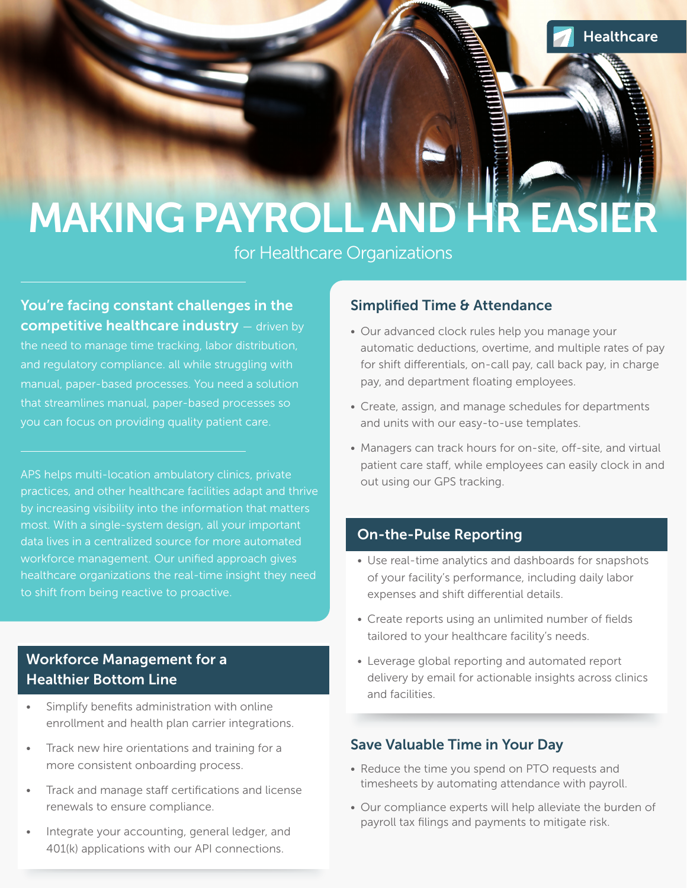Healthcare

# MAKING PAYROLL AND HR EASIER

for Healthcare Organizations

**You're facing constant challenges in the competitive healthcare industry** — driven by the need to manage time tracking, labor distribution, and regulatory compliance. all while struggling with manual, paper-based processes. You need a solution that streamlines manual, paper-based processes so you can focus on providing quality patient care.

APS helps multi-location ambulatory clinics, private practices, and other healthcare facilities adapt and thrive by increasing visibility into the information that matters most. With a single-system design, all your important data lives in a centralized source for more automated workforce management. Our unified approach gives healthcare organizations the real-time insight they need to shift from being reactive to proactive.

## Workforce Management for a Healthier Bottom Line

- Simplify benefits administration with online enrollment and health plan carrier integrations.
- Track new hire orientations and training for a more consistent onboarding process.
- Track and manage staff certifications and license renewals to ensure compliance.
- Integrate your accounting, general ledger, and 401(k) applications with our API connections.

## Simplified Time & Attendance

- Our advanced clock rules help you manage your automatic deductions, overtime, and multiple rates of pay for shift differentials, on-call pay, call back pay, in charge pay, and department floating employees.
- Create, assign, and manage schedules for departments and units with our easy-to-use templates.
- Managers can track hours for on-site, off-site, and virtual patient care staff, while employees can easily clock in and out using our GPS tracking.

## On-the-Pulse Reporting

- Use real-time analytics and dashboards for snapshots of your facility's performance, including daily labor expenses and shift differential details.
- Create reports using an unlimited number of fields tailored to your healthcare facility's needs.
- Leverage global reporting and automated report delivery by email for actionable insights across clinics and facilities.

## Save Valuable Time in Your Day

- Reduce the time you spend on PTO requests and timesheets by automating attendance with payroll.
- Our compliance experts will help alleviate the burden of payroll tax filings and payments to mitigate risk.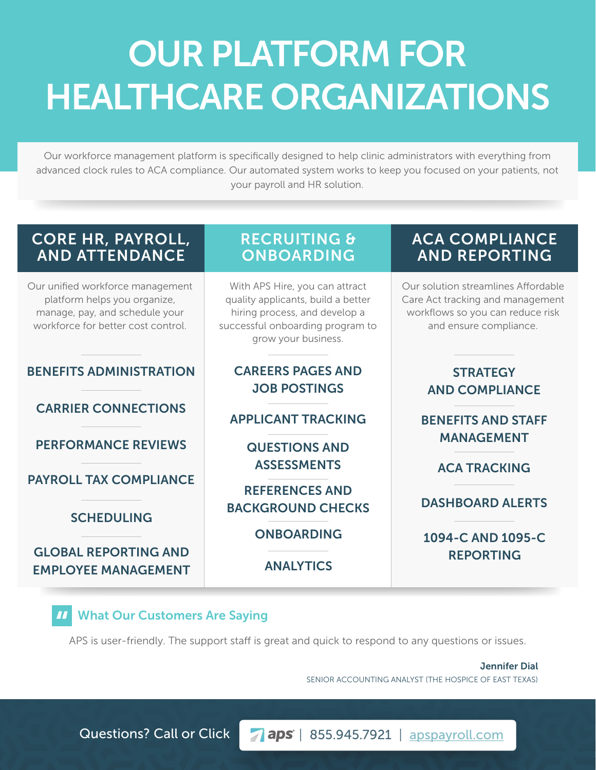# OUR PLATFORM FOR HEALTHCARE ORGANIZATIONS

Our workforce management platform is specifically designed to help clinic administrators with everything from advanced clock rules to ACA compliance. Our automated system works to keep you focused on your patients, not your payroll and HR solution.

## CORE HR, PAYROLL, AND ATTENDANCE

Our unified workforce management platform helps you organize, manage, pay, and schedule your workforce for better cost control.

- **BENEFITS ADMINISTRATION**
- **CARRIER CONNECTIONS**
- **PERFORMANCE REVIEWS**
- **PAYROLL TAX COMPLIANCE**
- **SCHEDULING**
- **GLOBAL REPORTING AND EMPLOYEE MANAGEMENT**

## RECRUITING & ONBOARDING

With APS Hire, you can attract quality applicants, build a better hiring process, and develop a successful onboarding program to grow your business.

- **CAREERS PAGES AND JOB POSTINGS**
- **APPLICANT TRACKING**
- **QUESTIONS AND ASSESSMENTS**
- **REFERENCES AND BACKGROUND CHECKS**
- **ONBOARDING**
- **ANALYTICS**

## ACA COMPLIANCE AND REPORTING

Our solution streamlines Affordable Care Act tracking and management workflows so you can reduce risk and ensure compliance.

- **STRATEGY AND COMPLIANCE**
- **BENEFITS AND STAFF MANAGEMENT**
- **ACA TRACKING**
- **DASHBOARD ALERTS**
- **1094-C AND 1095-C REPORTING**

### What Our Customers Are Saying

APS is user-friendly. The support staff is great and quick to respond to any questions or issues.

**Jennifer Dial**
SENIOR ACCOUNTING ANALYST (THE HOSPICE OF EAST TEXAS)

Questions? Call or Click | aps | 855.945.7921 | apspayroll.com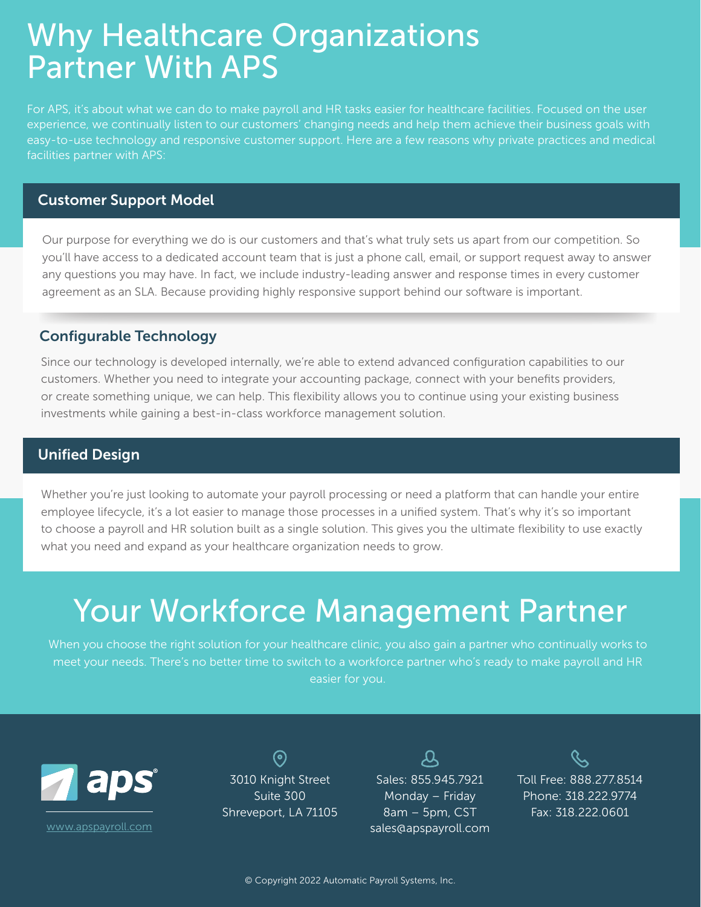# Why Healthcare Organizations Partner With APS

For APS, it's about what we can do to make payroll and HR tasks easier for healthcare facilities. Focused on the user experience, we continually listen to our customers' changing needs and help them achieve their business goals with easy-to-use technology and responsive customer support. Here are a few reasons why private practices and medical facilities partner with APS:

## Customer Support Model

Our purpose for everything we do is our customers and that's what truly sets us apart from our competition. So you'll have access to a dedicated account team that is just a phone call, email, or support request away to answer any questions you may have. In fact, we include industry-leading answer and response times in every customer agreement as an SLA. Because providing highly responsive support behind our software is important.

## Configurable Technology

Since our technology is developed internally, we're able to extend advanced configuration capabilities to our customers. Whether you need to integrate your accounting package, connect with your benefits providers, or create something unique, we can help. This flexibility allows you to continue using your existing business investments while gaining a best-in-class workforce management solution.

## Unified Design

Whether you're just looking to automate your payroll processing or need a platform that can handle your entire employee lifecycle, it's a lot easier to manage those processes in a unified system. That's why it's so important to choose a payroll and HR solution built as a single solution. This gives you the ultimate flexibility to use exactly what you need and expand as your healthcare organization needs to grow.

# Your Workforce Management Partner

When you choose the right solution for your healthcare clinic, you also gain a partner who continually works to meet your needs. There's no better time to switch to a workforce partner who's ready to make payroll and HR easier for you.

aps

www.apspayroll.com

3010 Knight Street
Suite 300
Shreveport, LA 71105

Sales: 855.945.7921
Monday – Friday
8am – 5pm, CST
sales@apspayroll.com

Toll Free: 888.277.8514
Phone: 318.222.9774
Fax: 318.222.0601

© Copyright 2022 Automatic Payroll Systems, Inc.